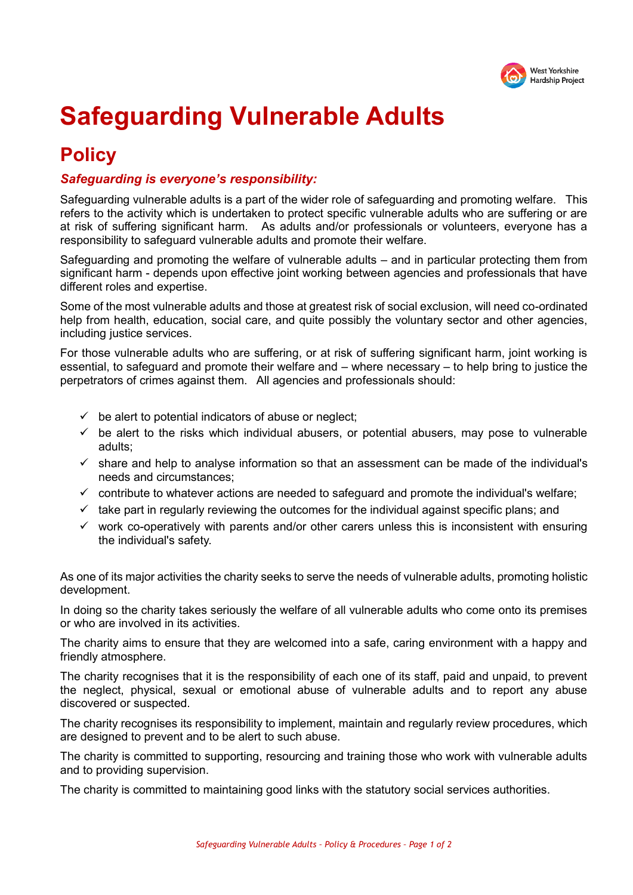# Safeguarding Vulnerable Adults

## Policy

### *Safeguarding is everyone's responsibility:*

Safeguarding vulnerable adults is a part of the wider role of safeguarding and promoting welfare. This refers to the activity which is undertaken to protect specific vulnerable adults who are suffering or are at risk of suffering significant harm. As adults and/or professionals or volunteers, everyone has a responsibility to safeguard vulnerable adults and promote their welfare.

Safeguarding and promoting the welfare of vulnerable adults – and in particular protecting them from significant harm - depends upon effective joint working between agencies and professionals that have different roles and expertise.

Some of the most vulnerable adults and those at greatest risk of social exclusion, will need co-ordinated help from health, education, social care, and quite possibly the voluntary sector and other agencies, including justice services.

For those vulnerable adults who are suffering, or at risk of suffering significant harm, joint working is essential, to safeguard and promote their welfare and – where necessary – to help bring to justice the perpetrators of crimes against them. All agencies and professionals should:

- ✓ be alert to potential indicators of abuse or neglect;
- ✓ be alert to the risks which individual abusers, or potential abusers, may pose to vulnerable adults;
- ✓ share and help to analyse information so that an assessment can be made of the individual's needs and circumstances;
- ✓ contribute to whatever actions are needed to safeguard and promote the individual's welfare;
- ✓ take part in regularly reviewing the outcomes for the individual against specific plans; and
- ✓ work co-operatively with parents and/or other carers unless this is inconsistent with ensuring the individual's safety.

As one of its major activities the charity seeks to serve the needs of vulnerable adults, promoting holistic development.

In doing so the charity takes seriously the welfare of all vulnerable adults who come onto its premises or who are involved in its activities.

The charity aims to ensure that they are welcomed into a safe, caring environment with a happy and friendly atmosphere.

The charity recognises that it is the responsibility of each one of its staff, paid and unpaid, to prevent the neglect, physical, sexual or emotional abuse of vulnerable adults and to report any abuse discovered or suspected.

The charity recognises its responsibility to implement, maintain and regularly review procedures, which are designed to prevent and to be alert to such abuse.

The charity is committed to supporting, resourcing and training those who work with vulnerable adults and to providing supervision.

The charity is committed to maintaining good links with the statutory social services authorities.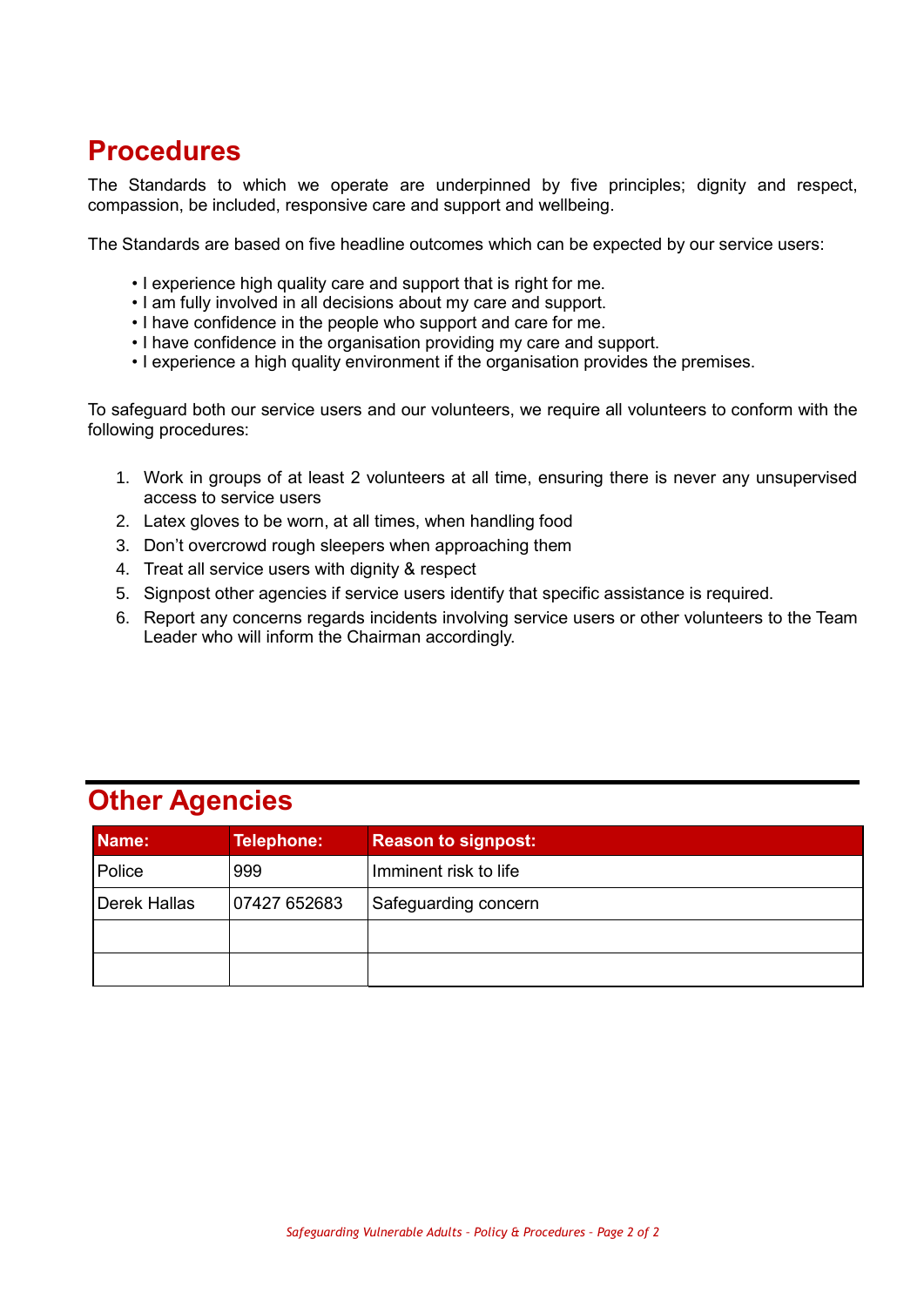## Procedures

The Standards to which we operate are underpinned by five principles; dignity and respect, compassion, be included, responsive care and support and wellbeing.

The Standards are based on five headline outcomes which can be expected by our service users:

- I experience high quality care and support that is right for me.
- I am fully involved in all decisions about my care and support.
- I have confidence in the people who support and care for me.
- I have confidence in the organisation providing my care and support.
- I experience a high quality environment if the organisation provides the premises.

To safeguard both our service users and our volunteers, we require all volunteers to conform with the following procedures:

1. Work in groups of at least 2 volunteers at all time, ensuring there is never any unsupervised access to service users
2. Latex gloves to be worn, at all times, when handling food
3. Don't overcrowd rough sleepers when approaching them
4. Treat all service users with dignity & respect
5. Signpost other agencies if service users identify that specific assistance is required.
6. Report any concerns regards incidents involving service users or other volunteers to the Team Leader who will inform the Chairman accordingly.

## Other Agencies

| Name: | Telephone: | Reason to signpost: |
|---|---|---|
| Police | 999 | Imminent risk to life |
| Derek Hallas | 07427 652683 | Safeguarding concern |
| | | |
| | | |